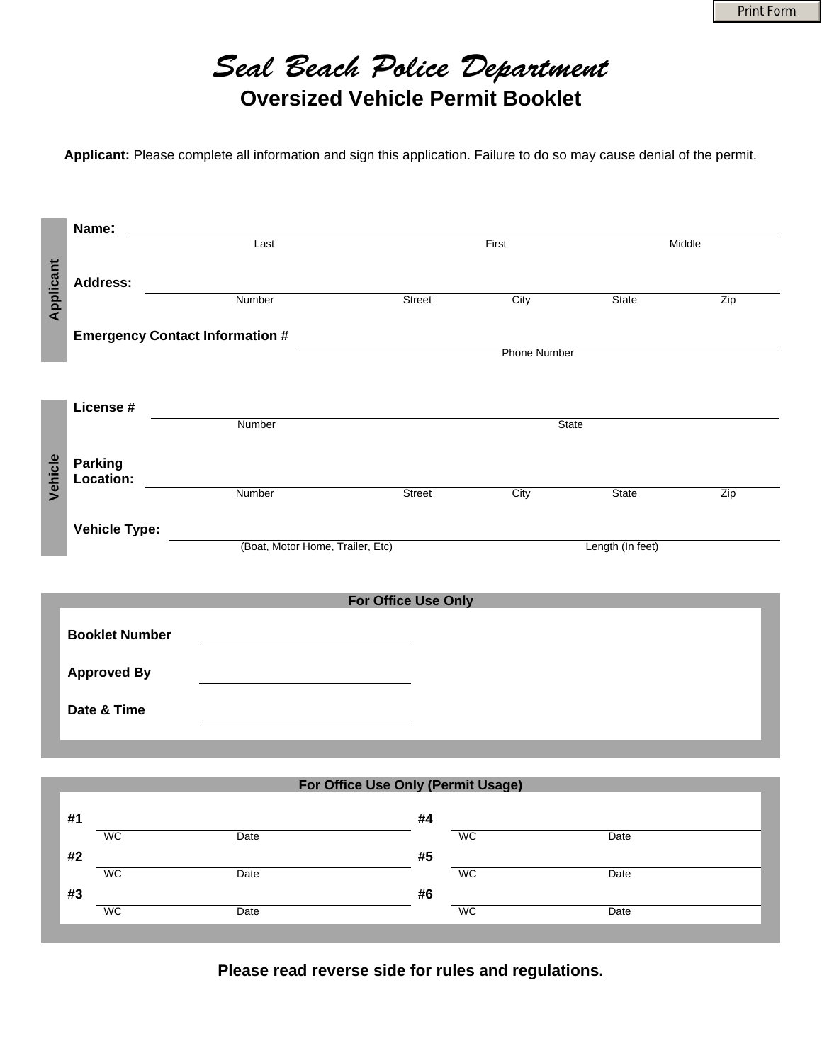# Seal Beach Police Department

## Oversized Vehicle Permit Booklet

**Applicant:** Please complete all information and sign this application. Failure to do so may cause denial of the permit.

### Applicant

**Name:** ______________________________________________
Last First Middle

**Address:** ______________________________________________
Number Street City State Zip

**Emergency Contact Information #** ______________________________
Phone Number

### Vehicle

**License #** ______________________________________________
Number State

**Parking Location:** ______________________________________________
Number Street City State Zip

**Vehicle Type:** ______________________________________________
(Boat, Motor Home, Trailer, Etc) Length (In feet)

### For Office Use Only

**Booklet Number** ______________________

**Approved By** ______________________

**Date & Time** ______________________

### For Office Use Only (Permit Usage)

| | WC | Date | | WC | Date |
|---|---|---|---|---|---|
| **#1** | | | **#4** | | |
| **#2** | | | **#5** | | |
| **#3** | | | **#6** | | |

**Please read reverse side for rules and regulations.**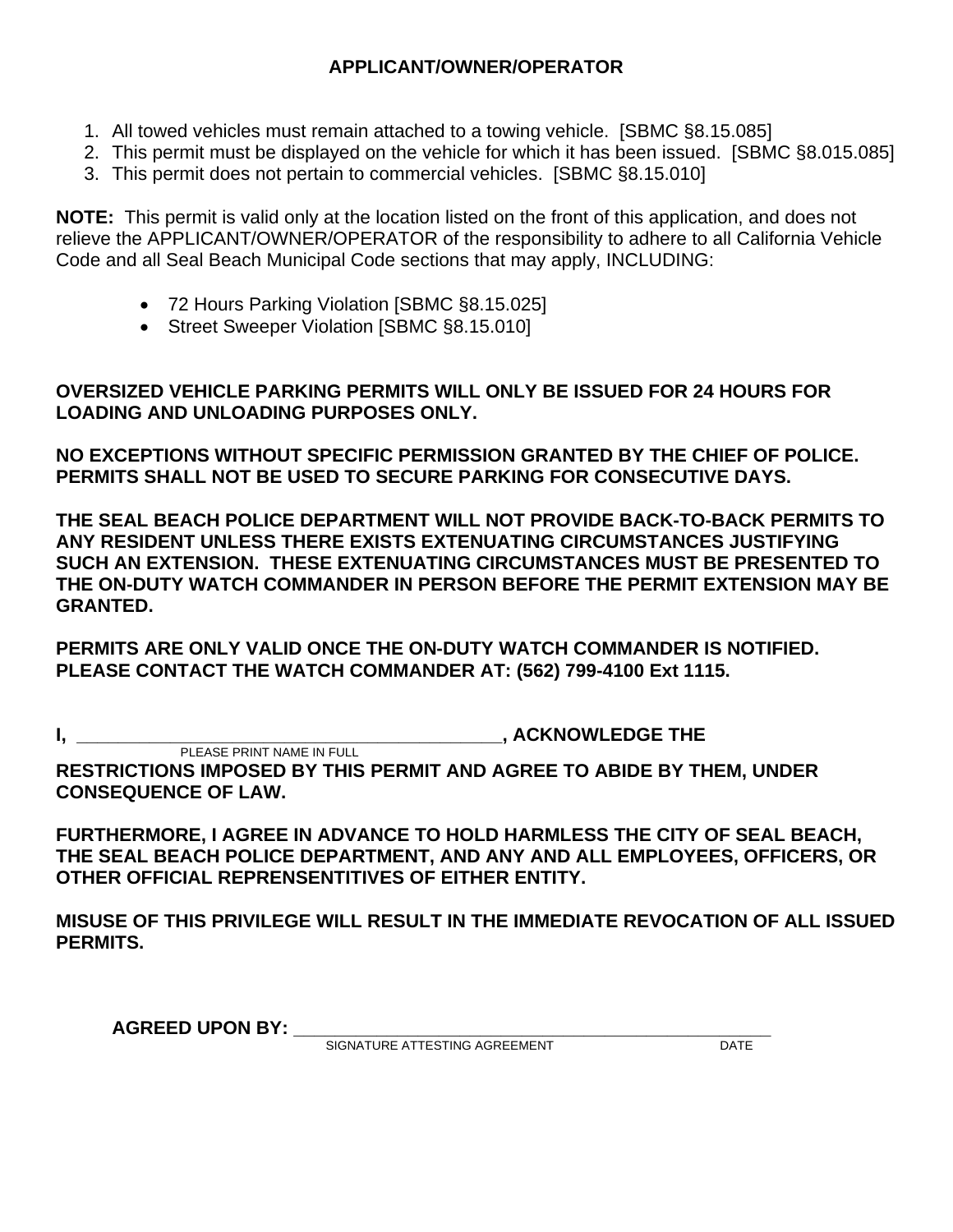## APPLICANT/OWNER/OPERATOR

1. All towed vehicles must remain attached to a towing vehicle. [SBMC §8.15.085]
2. This permit must be displayed on the vehicle for which it has been issued. [SBMC §8.015.085]
3. This permit does not pertain to commercial vehicles. [SBMC §8.15.010]

**NOTE:** This permit is valid only at the location listed on the front of this application, and does not relieve the APPLICANT/OWNER/OPERATOR of the responsibility to adhere to all California Vehicle Code and all Seal Beach Municipal Code sections that may apply, INCLUDING:

- 72 Hours Parking Violation [SBMC §8.15.025]
- Street Sweeper Violation [SBMC §8.15.010]

**OVERSIZED VEHICLE PARKING PERMITS WILL ONLY BE ISSUED FOR 24 HOURS FOR LOADING AND UNLOADING PURPOSES ONLY.**

**NO EXCEPTIONS WITHOUT SPECIFIC PERMISSION GRANTED BY THE CHIEF OF POLICE. PERMITS SHALL NOT BE USED TO SECURE PARKING FOR CONSECUTIVE DAYS.**

**THE SEAL BEACH POLICE DEPARTMENT WILL NOT PROVIDE BACK-TO-BACK PERMITS TO ANY RESIDENT UNLESS THERE EXISTS EXTENUATING CIRCUMSTANCES JUSTIFYING SUCH AN EXTENSION. THESE EXTENUATING CIRCUMSTANCES MUST BE PRESENTED TO THE ON-DUTY WATCH COMMANDER IN PERSON BEFORE THE PERMIT EXTENSION MAY BE GRANTED.**

**PERMITS ARE ONLY VALID ONCE THE ON-DUTY WATCH COMMANDER IS NOTIFIED. PLEASE CONTACT THE WATCH COMMANDER AT: (562) 799-4100 Ext 1115.**

**I, ____________________________________________, ACKNOWLEDGE THE**
PLEASE PRINT NAME IN FULL
**RESTRICTIONS IMPOSED BY THIS PERMIT AND AGREE TO ABIDE BY THEM, UNDER CONSEQUENCE OF LAW.**

**FURTHERMORE, I AGREE IN ADVANCE TO HOLD HARMLESS THE CITY OF SEAL BEACH, THE SEAL BEACH POLICE DEPARTMENT, AND ANY AND ALL EMPLOYEES, OFFICERS, OR OTHER OFFICIAL REPRENSENTITIVES OF EITHER ENTITY.**

**MISUSE OF THIS PRIVILEGE WILL RESULT IN THE IMMEDIATE REVOCATION OF ALL ISSUED PERMITS.**

**AGREED UPON BY:** ____________________________________________________
SIGNATURE ATTESTING AGREEMENT DATE